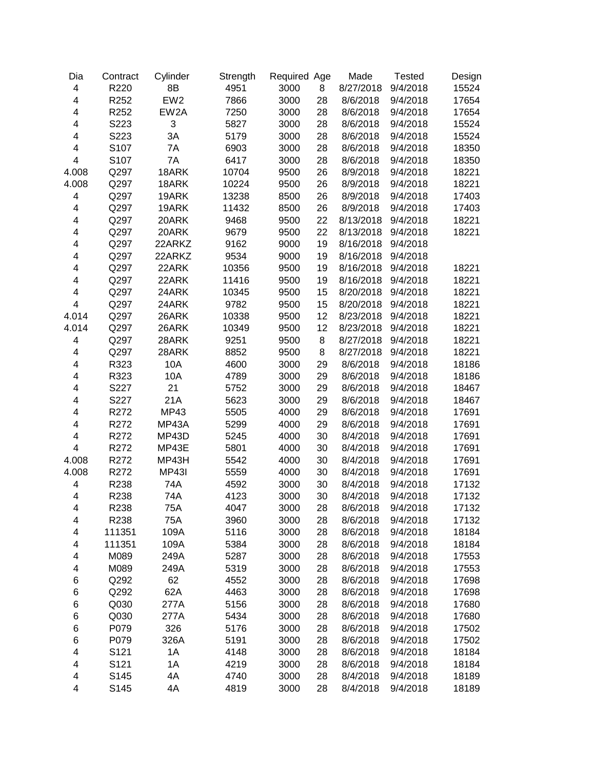| Dia | Contract | Cylinder | Strength | Required | Age | Made | Tested | Design |
|---|---|---|---|---|---|---|---|---|
| 4 | R220 | 8B | 4951 | 3000 | 8 | 8/27/2018 | 9/4/2018 | 15524 |
| 4 | R252 | EW2 | 7866 | 3000 | 28 | 8/6/2018 | 9/4/2018 | 17654 |
| 4 | R252 | EW2A | 7250 | 3000 | 28 | 8/6/2018 | 9/4/2018 | 17654 |
| 4 | S223 | 3 | 5827 | 3000 | 28 | 8/6/2018 | 9/4/2018 | 15524 |
| 4 | S223 | 3A | 5179 | 3000 | 28 | 8/6/2018 | 9/4/2018 | 15524 |
| 4 | S107 | 7A | 6903 | 3000 | 28 | 8/6/2018 | 9/4/2018 | 18350 |
| 4 | S107 | 7A | 6417 | 3000 | 28 | 8/6/2018 | 9/4/2018 | 18350 |
| 4.008 | Q297 | 18ARK | 10704 | 9500 | 26 | 8/9/2018 | 9/4/2018 | 18221 |
| 4.008 | Q297 | 18ARK | 10224 | 9500 | 26 | 8/9/2018 | 9/4/2018 | 18221 |
| 4 | Q297 | 19ARK | 13238 | 8500 | 26 | 8/9/2018 | 9/4/2018 | 17403 |
| 4 | Q297 | 19ARK | 11432 | 8500 | 26 | 8/9/2018 | 9/4/2018 | 17403 |
| 4 | Q297 | 20ARK | 9468 | 9500 | 22 | 8/13/2018 | 9/4/2018 | 18221 |
| 4 | Q297 | 20ARK | 9679 | 9500 | 22 | 8/13/2018 | 9/4/2018 | 18221 |
| 4 | Q297 | 22ARKZ | 9162 | 9000 | 19 | 8/16/2018 | 9/4/2018 | |
| 4 | Q297 | 22ARKZ | 9534 | 9000 | 19 | 8/16/2018 | 9/4/2018 | |
| 4 | Q297 | 22ARK | 10356 | 9500 | 19 | 8/16/2018 | 9/4/2018 | 18221 |
| 4 | Q297 | 22ARK | 11416 | 9500 | 19 | 8/16/2018 | 9/4/2018 | 18221 |
| 4 | Q297 | 24ARK | 10345 | 9500 | 15 | 8/20/2018 | 9/4/2018 | 18221 |
| 4 | Q297 | 24ARK | 9782 | 9500 | 15 | 8/20/2018 | 9/4/2018 | 18221 |
| 4.014 | Q297 | 26ARK | 10338 | 9500 | 12 | 8/23/2018 | 9/4/2018 | 18221 |
| 4.014 | Q297 | 26ARK | 10349 | 9500 | 12 | 8/23/2018 | 9/4/2018 | 18221 |
| 4 | Q297 | 28ARK | 9251 | 9500 | 8 | 8/27/2018 | 9/4/2018 | 18221 |
| 4 | Q297 | 28ARK | 8852 | 9500 | 8 | 8/27/2018 | 9/4/2018 | 18221 |
| 4 | R323 | 10A | 4600 | 3000 | 29 | 8/6/2018 | 9/4/2018 | 18186 |
| 4 | R323 | 10A | 4789 | 3000 | 29 | 8/6/2018 | 9/4/2018 | 18186 |
| 4 | S227 | 21 | 5752 | 3000 | 29 | 8/6/2018 | 9/4/2018 | 18467 |
| 4 | S227 | 21A | 5623 | 3000 | 29 | 8/6/2018 | 9/4/2018 | 18467 |
| 4 | R272 | MP43 | 5505 | 4000 | 29 | 8/6/2018 | 9/4/2018 | 17691 |
| 4 | R272 | MP43A | 5299 | 4000 | 29 | 8/6/2018 | 9/4/2018 | 17691 |
| 4 | R272 | MP43D | 5245 | 4000 | 30 | 8/4/2018 | 9/4/2018 | 17691 |
| 4 | R272 | MP43E | 5801 | 4000 | 30 | 8/4/2018 | 9/4/2018 | 17691 |
| 4.008 | R272 | MP43H | 5542 | 4000 | 30 | 8/4/2018 | 9/4/2018 | 17691 |
| 4.008 | R272 | MP43I | 5559 | 4000 | 30 | 8/4/2018 | 9/4/2018 | 17691 |
| 4 | R238 | 74A | 4592 | 3000 | 30 | 8/4/2018 | 9/4/2018 | 17132 |
| 4 | R238 | 74A | 4123 | 3000 | 30 | 8/4/2018 | 9/4/2018 | 17132 |
| 4 | R238 | 75A | 4047 | 3000 | 28 | 8/6/2018 | 9/4/2018 | 17132 |
| 4 | R238 | 75A | 3960 | 3000 | 28 | 8/6/2018 | 9/4/2018 | 17132 |
| 4 | 111351 | 109A | 5116 | 3000 | 28 | 8/6/2018 | 9/4/2018 | 18184 |
| 4 | 111351 | 109A | 5384 | 3000 | 28 | 8/6/2018 | 9/4/2018 | 18184 |
| 4 | M089 | 249A | 5287 | 3000 | 28 | 8/6/2018 | 9/4/2018 | 17553 |
| 4 | M089 | 249A | 5319 | 3000 | 28 | 8/6/2018 | 9/4/2018 | 17553 |
| 6 | Q292 | 62 | 4552 | 3000 | 28 | 8/6/2018 | 9/4/2018 | 17698 |
| 6 | Q292 | 62A | 4463 | 3000 | 28 | 8/6/2018 | 9/4/2018 | 17698 |
| 6 | Q030 | 277A | 5156 | 3000 | 28 | 8/6/2018 | 9/4/2018 | 17680 |
| 6 | Q030 | 277A | 5434 | 3000 | 28 | 8/6/2018 | 9/4/2018 | 17680 |
| 6 | P079 | 326 | 5176 | 3000 | 28 | 8/6/2018 | 9/4/2018 | 17502 |
| 6 | P079 | 326A | 5191 | 3000 | 28 | 8/6/2018 | 9/4/2018 | 17502 |
| 4 | S121 | 1A | 4148 | 3000 | 28 | 8/6/2018 | 9/4/2018 | 18184 |
| 4 | S121 | 1A | 4219 | 3000 | 28 | 8/6/2018 | 9/4/2018 | 18184 |
| 4 | S145 | 4A | 4740 | 3000 | 28 | 8/4/2018 | 9/4/2018 | 18189 |
| 4 | S145 | 4A | 4819 | 3000 | 28 | 8/4/2018 | 9/4/2018 | 18189 |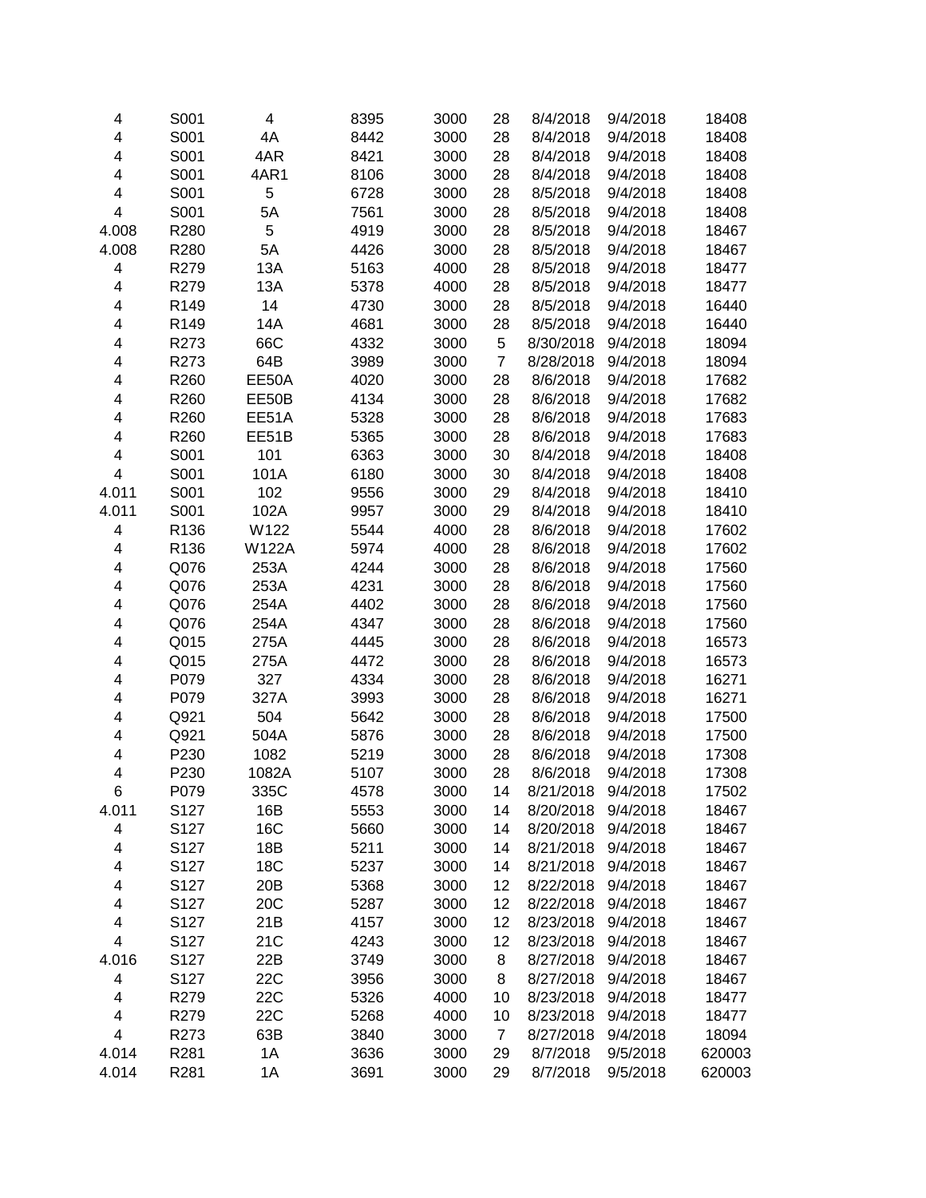| | | | | | | | | |
|---|---|---|---|---|---|---|---|---|
| 4 | S001 | 4 | 8395 | 3000 | 28 | 8/4/2018 | 9/4/2018 | 18408 |
| 4 | S001 | 4A | 8442 | 3000 | 28 | 8/4/2018 | 9/4/2018 | 18408 |
| 4 | S001 | 4AR | 8421 | 3000 | 28 | 8/4/2018 | 9/4/2018 | 18408 |
| 4 | S001 | 4AR1 | 8106 | 3000 | 28 | 8/4/2018 | 9/4/2018 | 18408 |
| 4 | S001 | 5 | 6728 | 3000 | 28 | 8/5/2018 | 9/4/2018 | 18408 |
| 4 | S001 | 5A | 7561 | 3000 | 28 | 8/5/2018 | 9/4/2018 | 18408 |
| 4.008 | R280 | 5 | 4919 | 3000 | 28 | 8/5/2018 | 9/4/2018 | 18467 |
| 4.008 | R280 | 5A | 4426 | 3000 | 28 | 8/5/2018 | 9/4/2018 | 18467 |
| 4 | R279 | 13A | 5163 | 4000 | 28 | 8/5/2018 | 9/4/2018 | 18477 |
| 4 | R279 | 13A | 5378 | 4000 | 28 | 8/5/2018 | 9/4/2018 | 18477 |
| 4 | R149 | 14 | 4730 | 3000 | 28 | 8/5/2018 | 9/4/2018 | 16440 |
| 4 | R149 | 14A | 4681 | 3000 | 28 | 8/5/2018 | 9/4/2018 | 16440 |
| 4 | R273 | 66C | 4332 | 3000 | 5 | 8/30/2018 | 9/4/2018 | 18094 |
| 4 | R273 | 64B | 3989 | 3000 | 7 | 8/28/2018 | 9/4/2018 | 18094 |
| 4 | R260 | EE50A | 4020 | 3000 | 28 | 8/6/2018 | 9/4/2018 | 17682 |
| 4 | R260 | EE50B | 4134 | 3000 | 28 | 8/6/2018 | 9/4/2018 | 17682 |
| 4 | R260 | EE51A | 5328 | 3000 | 28 | 8/6/2018 | 9/4/2018 | 17683 |
| 4 | R260 | EE51B | 5365 | 3000 | 28 | 8/6/2018 | 9/4/2018 | 17683 |
| 4 | S001 | 101 | 6363 | 3000 | 30 | 8/4/2018 | 9/4/2018 | 18408 |
| 4 | S001 | 101A | 6180 | 3000 | 30 | 8/4/2018 | 9/4/2018 | 18408 |
| 4.011 | S001 | 102 | 9556 | 3000 | 29 | 8/4/2018 | 9/4/2018 | 18410 |
| 4.011 | S001 | 102A | 9957 | 3000 | 29 | 8/4/2018 | 9/4/2018 | 18410 |
| 4 | R136 | W122 | 5544 | 4000 | 28 | 8/6/2018 | 9/4/2018 | 17602 |
| 4 | R136 | W122A | 5974 | 4000 | 28 | 8/6/2018 | 9/4/2018 | 17602 |
| 4 | Q076 | 253A | 4244 | 3000 | 28 | 8/6/2018 | 9/4/2018 | 17560 |
| 4 | Q076 | 253A | 4231 | 3000 | 28 | 8/6/2018 | 9/4/2018 | 17560 |
| 4 | Q076 | 254A | 4402 | 3000 | 28 | 8/6/2018 | 9/4/2018 | 17560 |
| 4 | Q076 | 254A | 4347 | 3000 | 28 | 8/6/2018 | 9/4/2018 | 17560 |
| 4 | Q015 | 275A | 4445 | 3000 | 28 | 8/6/2018 | 9/4/2018 | 16573 |
| 4 | Q015 | 275A | 4472 | 3000 | 28 | 8/6/2018 | 9/4/2018 | 16573 |
| 4 | P079 | 327 | 4334 | 3000 | 28 | 8/6/2018 | 9/4/2018 | 16271 |
| 4 | P079 | 327A | 3993 | 3000 | 28 | 8/6/2018 | 9/4/2018 | 16271 |
| 4 | Q921 | 504 | 5642 | 3000 | 28 | 8/6/2018 | 9/4/2018 | 17500 |
| 4 | Q921 | 504A | 5876 | 3000 | 28 | 8/6/2018 | 9/4/2018 | 17500 |
| 4 | P230 | 1082 | 5219 | 3000 | 28 | 8/6/2018 | 9/4/2018 | 17308 |
| 4 | P230 | 1082A | 5107 | 3000 | 28 | 8/6/2018 | 9/4/2018 | 17308 |
| 6 | P079 | 335C | 4578 | 3000 | 14 | 8/21/2018 | 9/4/2018 | 17502 |
| 4.011 | S127 | 16B | 5553 | 3000 | 14 | 8/20/2018 | 9/4/2018 | 18467 |
| 4 | S127 | 16C | 5660 | 3000 | 14 | 8/20/2018 | 9/4/2018 | 18467 |
| 4 | S127 | 18B | 5211 | 3000 | 14 | 8/21/2018 | 9/4/2018 | 18467 |
| 4 | S127 | 18C | 5237 | 3000 | 14 | 8/21/2018 | 9/4/2018 | 18467 |
| 4 | S127 | 20B | 5368 | 3000 | 12 | 8/22/2018 | 9/4/2018 | 18467 |
| 4 | S127 | 20C | 5287 | 3000 | 12 | 8/22/2018 | 9/4/2018 | 18467 |
| 4 | S127 | 21B | 4157 | 3000 | 12 | 8/23/2018 | 9/4/2018 | 18467 |
| 4 | S127 | 21C | 4243 | 3000 | 12 | 8/23/2018 | 9/4/2018 | 18467 |
| 4.016 | S127 | 22B | 3749 | 3000 | 8 | 8/27/2018 | 9/4/2018 | 18467 |
| 4 | S127 | 22C | 3956 | 3000 | 8 | 8/27/2018 | 9/4/2018 | 18467 |
| 4 | R279 | 22C | 5326 | 4000 | 10 | 8/23/2018 | 9/4/2018 | 18477 |
| 4 | R279 | 22C | 5268 | 4000 | 10 | 8/23/2018 | 9/4/2018 | 18477 |
| 4 | R273 | 63B | 3840 | 3000 | 7 | 8/27/2018 | 9/4/2018 | 18094 |
| 4.014 | R281 | 1A | 3636 | 3000 | 29 | 8/7/2018 | 9/5/2018 | 620003 |
| 4.014 | R281 | 1A | 3691 | 3000 | 29 | 8/7/2018 | 9/5/2018 | 620003 |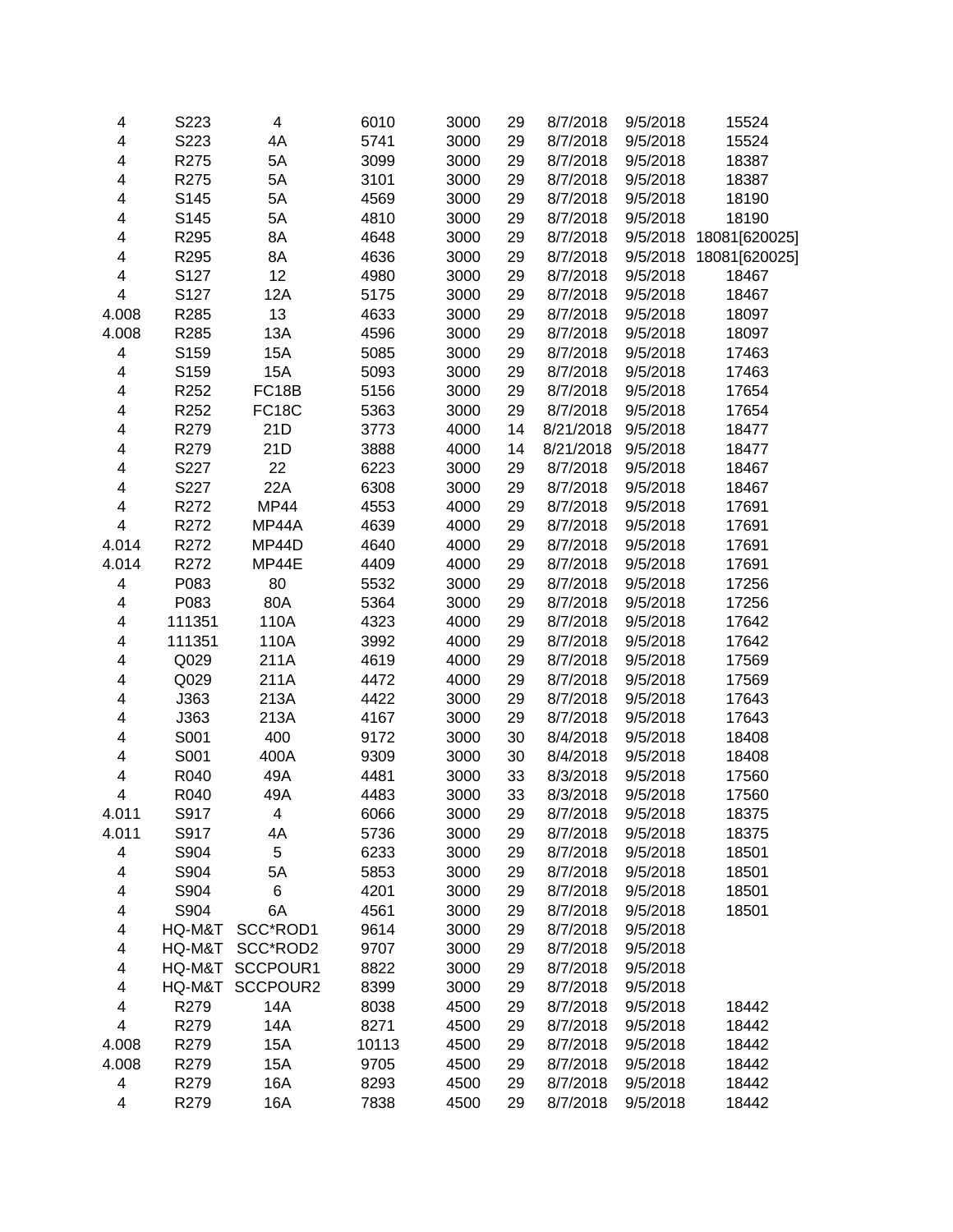| | | | | | | | | |
|---|---|---|---|---|---|---|---|---|
| 4 | S223 | 4 | 6010 | 3000 | 29 | 8/7/2018 | 9/5/2018 | 15524 |
| 4 | S223 | 4A | 5741 | 3000 | 29 | 8/7/2018 | 9/5/2018 | 15524 |
| 4 | R275 | 5A | 3099 | 3000 | 29 | 8/7/2018 | 9/5/2018 | 18387 |
| 4 | R275 | 5A | 3101 | 3000 | 29 | 8/7/2018 | 9/5/2018 | 18387 |
| 4 | S145 | 5A | 4569 | 3000 | 29 | 8/7/2018 | 9/5/2018 | 18190 |
| 4 | S145 | 5A | 4810 | 3000 | 29 | 8/7/2018 | 9/5/2018 | 18190 |
| 4 | R295 | 8A | 4648 | 3000 | 29 | 8/7/2018 | 9/5/2018 | 18081[620025] |
| 4 | R295 | 8A | 4636 | 3000 | 29 | 8/7/2018 | 9/5/2018 | 18081[620025] |
| 4 | S127 | 12 | 4980 | 3000 | 29 | 8/7/2018 | 9/5/2018 | 18467 |
| 4 | S127 | 12A | 5175 | 3000 | 29 | 8/7/2018 | 9/5/2018 | 18467 |
| 4.008 | R285 | 13 | 4633 | 3000 | 29 | 8/7/2018 | 9/5/2018 | 18097 |
| 4.008 | R285 | 13A | 4596 | 3000 | 29 | 8/7/2018 | 9/5/2018 | 18097 |
| 4 | S159 | 15A | 5085 | 3000 | 29 | 8/7/2018 | 9/5/2018 | 17463 |
| 4 | S159 | 15A | 5093 | 3000 | 29 | 8/7/2018 | 9/5/2018 | 17463 |
| 4 | R252 | FC18B | 5156 | 3000 | 29 | 8/7/2018 | 9/5/2018 | 17654 |
| 4 | R252 | FC18C | 5363 | 3000 | 29 | 8/7/2018 | 9/5/2018 | 17654 |
| 4 | R279 | 21D | 3773 | 4000 | 14 | 8/21/2018 | 9/5/2018 | 18477 |
| 4 | R279 | 21D | 3888 | 4000 | 14 | 8/21/2018 | 9/5/2018 | 18477 |
| 4 | S227 | 22 | 6223 | 3000 | 29 | 8/7/2018 | 9/5/2018 | 18467 |
| 4 | S227 | 22A | 6308 | 3000 | 29 | 8/7/2018 | 9/5/2018 | 18467 |
| 4 | R272 | MP44 | 4553 | 4000 | 29 | 8/7/2018 | 9/5/2018 | 17691 |
| 4 | R272 | MP44A | 4639 | 4000 | 29 | 8/7/2018 | 9/5/2018 | 17691 |
| 4.014 | R272 | MP44D | 4640 | 4000 | 29 | 8/7/2018 | 9/5/2018 | 17691 |
| 4.014 | R272 | MP44E | 4409 | 4000 | 29 | 8/7/2018 | 9/5/2018 | 17691 |
| 4 | P083 | 80 | 5532 | 3000 | 29 | 8/7/2018 | 9/5/2018 | 17256 |
| 4 | P083 | 80A | 5364 | 3000 | 29 | 8/7/2018 | 9/5/2018 | 17256 |
| 4 | 111351 | 110A | 4323 | 4000 | 29 | 8/7/2018 | 9/5/2018 | 17642 |
| 4 | 111351 | 110A | 3992 | 4000 | 29 | 8/7/2018 | 9/5/2018 | 17642 |
| 4 | Q029 | 211A | 4619 | 4000 | 29 | 8/7/2018 | 9/5/2018 | 17569 |
| 4 | Q029 | 211A | 4472 | 4000 | 29 | 8/7/2018 | 9/5/2018 | 17569 |
| 4 | J363 | 213A | 4422 | 3000 | 29 | 8/7/2018 | 9/5/2018 | 17643 |
| 4 | J363 | 213A | 4167 | 3000 | 29 | 8/7/2018 | 9/5/2018 | 17643 |
| 4 | S001 | 400 | 9172 | 3000 | 30 | 8/4/2018 | 9/5/2018 | 18408 |
| 4 | S001 | 400A | 9309 | 3000 | 30 | 8/4/2018 | 9/5/2018 | 18408 |
| 4 | R040 | 49A | 4481 | 3000 | 33 | 8/3/2018 | 9/5/2018 | 17560 |
| 4 | R040 | 49A | 4483 | 3000 | 33 | 8/3/2018 | 9/5/2018 | 17560 |
| 4.011 | S917 | 4 | 6066 | 3000 | 29 | 8/7/2018 | 9/5/2018 | 18375 |
| 4.011 | S917 | 4A | 5736 | 3000 | 29 | 8/7/2018 | 9/5/2018 | 18375 |
| 4 | S904 | 5 | 6233 | 3000 | 29 | 8/7/2018 | 9/5/2018 | 18501 |
| 4 | S904 | 5A | 5853 | 3000 | 29 | 8/7/2018 | 9/5/2018 | 18501 |
| 4 | S904 | 6 | 4201 | 3000 | 29 | 8/7/2018 | 9/5/2018 | 18501 |
| 4 | S904 | 6A | 4561 | 3000 | 29 | 8/7/2018 | 9/5/2018 | 18501 |
| 4 | HQ-M&T | SCC*ROD1 | 9614 | 3000 | 29 | 8/7/2018 | 9/5/2018 | |
| 4 | HQ-M&T | SCC*ROD2 | 9707 | 3000 | 29 | 8/7/2018 | 9/5/2018 | |
| 4 | HQ-M&T | SCCPOUR1 | 8822 | 3000 | 29 | 8/7/2018 | 9/5/2018 | |
| 4 | HQ-M&T | SCCPOUR2 | 8399 | 3000 | 29 | 8/7/2018 | 9/5/2018 | |
| 4 | R279 | 14A | 8038 | 4500 | 29 | 8/7/2018 | 9/5/2018 | 18442 |
| 4 | R279 | 14A | 8271 | 4500 | 29 | 8/7/2018 | 9/5/2018 | 18442 |
| 4.008 | R279 | 15A | 10113 | 4500 | 29 | 8/7/2018 | 9/5/2018 | 18442 |
| 4.008 | R279 | 15A | 9705 | 4500 | 29 | 8/7/2018 | 9/5/2018 | 18442 |
| 4 | R279 | 16A | 8293 | 4500 | 29 | 8/7/2018 | 9/5/2018 | 18442 |
| 4 | R279 | 16A | 7838 | 4500 | 29 | 8/7/2018 | 9/5/2018 | 18442 |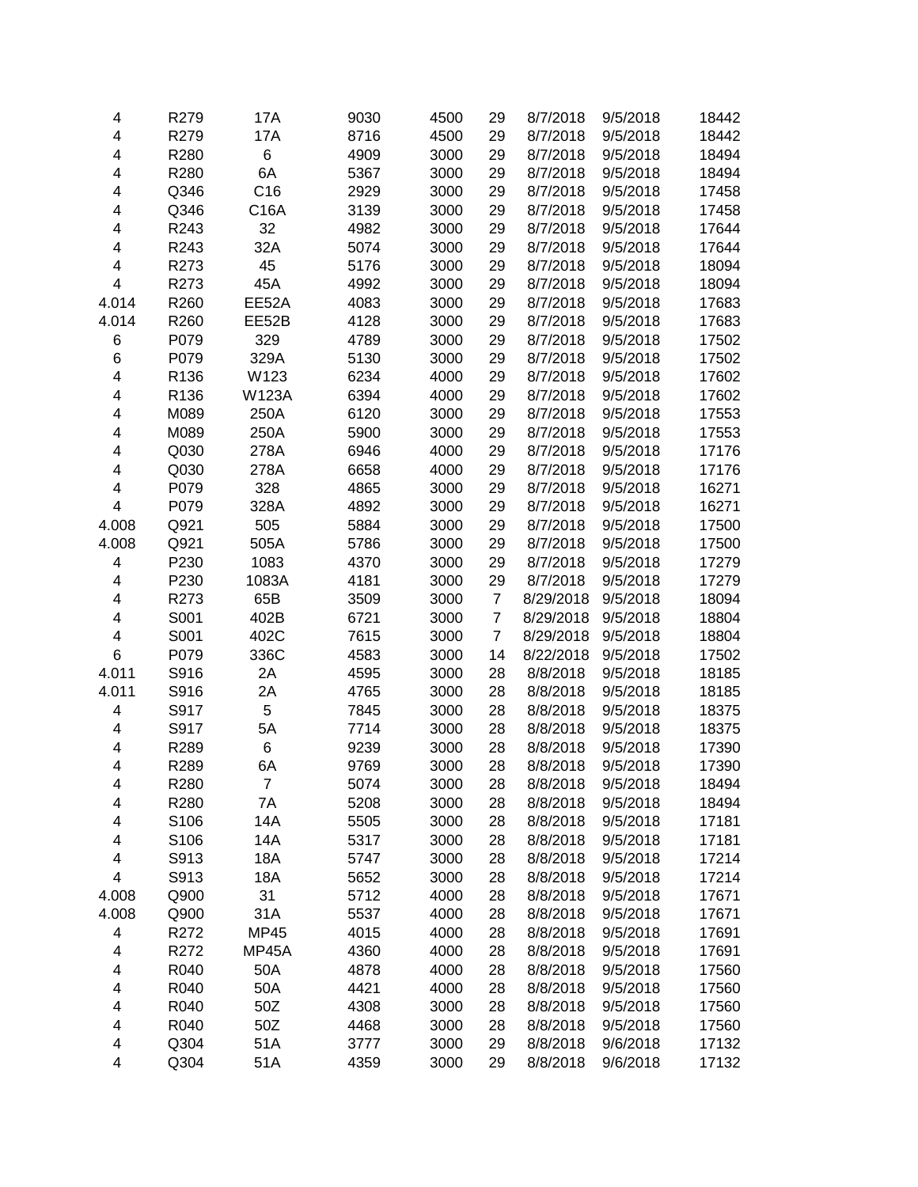| | | | | | | | | |
|---|---|---|---|---|---|---|---|---|
| 4 | R279 | 17A | 9030 | 4500 | 29 | 8/7/2018 | 9/5/2018 | 18442 |
| 4 | R279 | 17A | 8716 | 4500 | 29 | 8/7/2018 | 9/5/2018 | 18442 |
| 4 | R280 | 6 | 4909 | 3000 | 29 | 8/7/2018 | 9/5/2018 | 18494 |
| 4 | R280 | 6A | 5367 | 3000 | 29 | 8/7/2018 | 9/5/2018 | 18494 |
| 4 | Q346 | C16 | 2929 | 3000 | 29 | 8/7/2018 | 9/5/2018 | 17458 |
| 4 | Q346 | C16A | 3139 | 3000 | 29 | 8/7/2018 | 9/5/2018 | 17458 |
| 4 | R243 | 32 | 4982 | 3000 | 29 | 8/7/2018 | 9/5/2018 | 17644 |
| 4 | R243 | 32A | 5074 | 3000 | 29 | 8/7/2018 | 9/5/2018 | 17644 |
| 4 | R273 | 45 | 5176 | 3000 | 29 | 8/7/2018 | 9/5/2018 | 18094 |
| 4 | R273 | 45A | 4992 | 3000 | 29 | 8/7/2018 | 9/5/2018 | 18094 |
| 4.014 | R260 | EE52A | 4083 | 3000 | 29 | 8/7/2018 | 9/5/2018 | 17683 |
| 4.014 | R260 | EE52B | 4128 | 3000 | 29 | 8/7/2018 | 9/5/2018 | 17683 |
| 6 | P079 | 329 | 4789 | 3000 | 29 | 8/7/2018 | 9/5/2018 | 17502 |
| 6 | P079 | 329A | 5130 | 3000 | 29 | 8/7/2018 | 9/5/2018 | 17502 |
| 4 | R136 | W123 | 6234 | 4000 | 29 | 8/7/2018 | 9/5/2018 | 17602 |
| 4 | R136 | W123A | 6394 | 4000 | 29 | 8/7/2018 | 9/5/2018 | 17602 |
| 4 | M089 | 250A | 6120 | 3000 | 29 | 8/7/2018 | 9/5/2018 | 17553 |
| 4 | M089 | 250A | 5900 | 3000 | 29 | 8/7/2018 | 9/5/2018 | 17553 |
| 4 | Q030 | 278A | 6946 | 4000 | 29 | 8/7/2018 | 9/5/2018 | 17176 |
| 4 | Q030 | 278A | 6658 | 4000 | 29 | 8/7/2018 | 9/5/2018 | 17176 |
| 4 | P079 | 328 | 4865 | 3000 | 29 | 8/7/2018 | 9/5/2018 | 16271 |
| 4 | P079 | 328A | 4892 | 3000 | 29 | 8/7/2018 | 9/5/2018 | 16271 |
| 4.008 | Q921 | 505 | 5884 | 3000 | 29 | 8/7/2018 | 9/5/2018 | 17500 |
| 4.008 | Q921 | 505A | 5786 | 3000 | 29 | 8/7/2018 | 9/5/2018 | 17500 |
| 4 | P230 | 1083 | 4370 | 3000 | 29 | 8/7/2018 | 9/5/2018 | 17279 |
| 4 | P230 | 1083A | 4181 | 3000 | 29 | 8/7/2018 | 9/5/2018 | 17279 |
| 4 | R273 | 65B | 3509 | 3000 | 7 | 8/29/2018 | 9/5/2018 | 18094 |
| 4 | S001 | 402B | 6721 | 3000 | 7 | 8/29/2018 | 9/5/2018 | 18804 |
| 4 | S001 | 402C | 7615 | 3000 | 7 | 8/29/2018 | 9/5/2018 | 18804 |
| 6 | P079 | 336C | 4583 | 3000 | 14 | 8/22/2018 | 9/5/2018 | 17502 |
| 4.011 | S916 | 2A | 4595 | 3000 | 28 | 8/8/2018 | 9/5/2018 | 18185 |
| 4.011 | S916 | 2A | 4765 | 3000 | 28 | 8/8/2018 | 9/5/2018 | 18185 |
| 4 | S917 | 5 | 7845 | 3000 | 28 | 8/8/2018 | 9/5/2018 | 18375 |
| 4 | S917 | 5A | 7714 | 3000 | 28 | 8/8/2018 | 9/5/2018 | 18375 |
| 4 | R289 | 6 | 9239 | 3000 | 28 | 8/8/2018 | 9/5/2018 | 17390 |
| 4 | R289 | 6A | 9769 | 3000 | 28 | 8/8/2018 | 9/5/2018 | 17390 |
| 4 | R280 | 7 | 5074 | 3000 | 28 | 8/8/2018 | 9/5/2018 | 18494 |
| 4 | R280 | 7A | 5208 | 3000 | 28 | 8/8/2018 | 9/5/2018 | 18494 |
| 4 | S106 | 14A | 5505 | 3000 | 28 | 8/8/2018 | 9/5/2018 | 17181 |
| 4 | S106 | 14A | 5317 | 3000 | 28 | 8/8/2018 | 9/5/2018 | 17181 |
| 4 | S913 | 18A | 5747 | 3000 | 28 | 8/8/2018 | 9/5/2018 | 17214 |
| 4 | S913 | 18A | 5652 | 3000 | 28 | 8/8/2018 | 9/5/2018 | 17214 |
| 4.008 | Q900 | 31 | 5712 | 4000 | 28 | 8/8/2018 | 9/5/2018 | 17671 |
| 4.008 | Q900 | 31A | 5537 | 4000 | 28 | 8/8/2018 | 9/5/2018 | 17671 |
| 4 | R272 | MP45 | 4015 | 4000 | 28 | 8/8/2018 | 9/5/2018 | 17691 |
| 4 | R272 | MP45A | 4360 | 4000 | 28 | 8/8/2018 | 9/5/2018 | 17691 |
| 4 | R040 | 50A | 4878 | 4000 | 28 | 8/8/2018 | 9/5/2018 | 17560 |
| 4 | R040 | 50A | 4421 | 4000 | 28 | 8/8/2018 | 9/5/2018 | 17560 |
| 4 | R040 | 50Z | 4308 | 3000 | 28 | 8/8/2018 | 9/5/2018 | 17560 |
| 4 | R040 | 50Z | 4468 | 3000 | 28 | 8/8/2018 | 9/5/2018 | 17560 |
| 4 | Q304 | 51A | 3777 | 3000 | 29 | 8/8/2018 | 9/6/2018 | 17132 |
| 4 | Q304 | 51A | 4359 | 3000 | 29 | 8/8/2018 | 9/6/2018 | 17132 |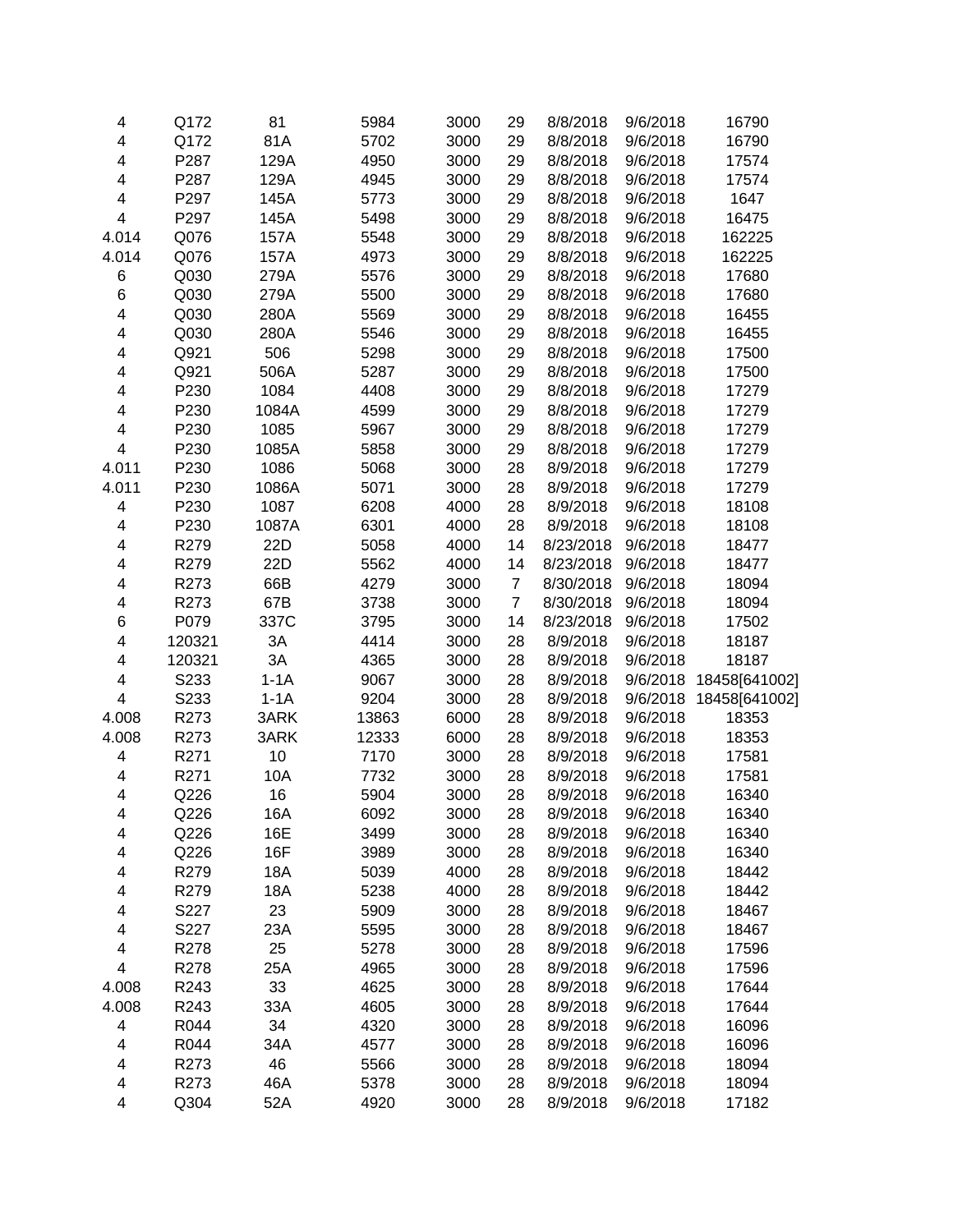| | | | | | | | | |
|---|---|---|---|---|---|---|---|---|
| 4 | Q172 | 81 | 5984 | 3000 | 29 | 8/8/2018 | 9/6/2018 | 16790 |
| 4 | Q172 | 81A | 5702 | 3000 | 29 | 8/8/2018 | 9/6/2018 | 16790 |
| 4 | P287 | 129A | 4950 | 3000 | 29 | 8/8/2018 | 9/6/2018 | 17574 |
| 4 | P287 | 129A | 4945 | 3000 | 29 | 8/8/2018 | 9/6/2018 | 17574 |
| 4 | P297 | 145A | 5773 | 3000 | 29 | 8/8/2018 | 9/6/2018 | 1647 |
| 4 | P297 | 145A | 5498 | 3000 | 29 | 8/8/2018 | 9/6/2018 | 16475 |
| 4.014 | Q076 | 157A | 5548 | 3000 | 29 | 8/8/2018 | 9/6/2018 | 162225 |
| 4.014 | Q076 | 157A | 4973 | 3000 | 29 | 8/8/2018 | 9/6/2018 | 162225 |
| 6 | Q030 | 279A | 5576 | 3000 | 29 | 8/8/2018 | 9/6/2018 | 17680 |
| 6 | Q030 | 279A | 5500 | 3000 | 29 | 8/8/2018 | 9/6/2018 | 17680 |
| 4 | Q030 | 280A | 5569 | 3000 | 29 | 8/8/2018 | 9/6/2018 | 16455 |
| 4 | Q030 | 280A | 5546 | 3000 | 29 | 8/8/2018 | 9/6/2018 | 16455 |
| 4 | Q921 | 506 | 5298 | 3000 | 29 | 8/8/2018 | 9/6/2018 | 17500 |
| 4 | Q921 | 506A | 5287 | 3000 | 29 | 8/8/2018 | 9/6/2018 | 17500 |
| 4 | P230 | 1084 | 4408 | 3000 | 29 | 8/8/2018 | 9/6/2018 | 17279 |
| 4 | P230 | 1084A | 4599 | 3000 | 29 | 8/8/2018 | 9/6/2018 | 17279 |
| 4 | P230 | 1085 | 5967 | 3000 | 29 | 8/8/2018 | 9/6/2018 | 17279 |
| 4 | P230 | 1085A | 5858 | 3000 | 29 | 8/8/2018 | 9/6/2018 | 17279 |
| 4.011 | P230 | 1086 | 5068 | 3000 | 28 | 8/9/2018 | 9/6/2018 | 17279 |
| 4.011 | P230 | 1086A | 5071 | 3000 | 28 | 8/9/2018 | 9/6/2018 | 17279 |
| 4 | P230 | 1087 | 6208 | 4000 | 28 | 8/9/2018 | 9/6/2018 | 18108 |
| 4 | P230 | 1087A | 6301 | 4000 | 28 | 8/9/2018 | 9/6/2018 | 18108 |
| 4 | R279 | 22D | 5058 | 4000 | 14 | 8/23/2018 | 9/6/2018 | 18477 |
| 4 | R279 | 22D | 5562 | 4000 | 14 | 8/23/2018 | 9/6/2018 | 18477 |
| 4 | R273 | 66B | 4279 | 3000 | 7 | 8/30/2018 | 9/6/2018 | 18094 |
| 4 | R273 | 67B | 3738 | 3000 | 7 | 8/30/2018 | 9/6/2018 | 18094 |
| 6 | P079 | 337C | 3795 | 3000 | 14 | 8/23/2018 | 9/6/2018 | 17502 |
| 4 | 120321 | 3A | 4414 | 3000 | 28 | 8/9/2018 | 9/6/2018 | 18187 |
| 4 | 120321 | 3A | 4365 | 3000 | 28 | 8/9/2018 | 9/6/2018 | 18187 |
| 4 | S233 | 1-1A | 9067 | 3000 | 28 | 8/9/2018 | 9/6/2018 | 18458[641002] |
| 4 | S233 | 1-1A | 9204 | 3000 | 28 | 8/9/2018 | 9/6/2018 | 18458[641002] |
| 4.008 | R273 | 3ARK | 13863 | 6000 | 28 | 8/9/2018 | 9/6/2018 | 18353 |
| 4.008 | R273 | 3ARK | 12333 | 6000 | 28 | 8/9/2018 | 9/6/2018 | 18353 |
| 4 | R271 | 10 | 7170 | 3000 | 28 | 8/9/2018 | 9/6/2018 | 17581 |
| 4 | R271 | 10A | 7732 | 3000 | 28 | 8/9/2018 | 9/6/2018 | 17581 |
| 4 | Q226 | 16 | 5904 | 3000 | 28 | 8/9/2018 | 9/6/2018 | 16340 |
| 4 | Q226 | 16A | 6092 | 3000 | 28 | 8/9/2018 | 9/6/2018 | 16340 |
| 4 | Q226 | 16E | 3499 | 3000 | 28 | 8/9/2018 | 9/6/2018 | 16340 |
| 4 | Q226 | 16F | 3989 | 3000 | 28 | 8/9/2018 | 9/6/2018 | 16340 |
| 4 | R279 | 18A | 5039 | 4000 | 28 | 8/9/2018 | 9/6/2018 | 18442 |
| 4 | R279 | 18A | 5238 | 4000 | 28 | 8/9/2018 | 9/6/2018 | 18442 |
| 4 | S227 | 23 | 5909 | 3000 | 28 | 8/9/2018 | 9/6/2018 | 18467 |
| 4 | S227 | 23A | 5595 | 3000 | 28 | 8/9/2018 | 9/6/2018 | 18467 |
| 4 | R278 | 25 | 5278 | 3000 | 28 | 8/9/2018 | 9/6/2018 | 17596 |
| 4 | R278 | 25A | 4965 | 3000 | 28 | 8/9/2018 | 9/6/2018 | 17596 |
| 4.008 | R243 | 33 | 4625 | 3000 | 28 | 8/9/2018 | 9/6/2018 | 17644 |
| 4.008 | R243 | 33A | 4605 | 3000 | 28 | 8/9/2018 | 9/6/2018 | 17644 |
| 4 | R044 | 34 | 4320 | 3000 | 28 | 8/9/2018 | 9/6/2018 | 16096 |
| 4 | R044 | 34A | 4577 | 3000 | 28 | 8/9/2018 | 9/6/2018 | 16096 |
| 4 | R273 | 46 | 5566 | 3000 | 28 | 8/9/2018 | 9/6/2018 | 18094 |
| 4 | R273 | 46A | 5378 | 3000 | 28 | 8/9/2018 | 9/6/2018 | 18094 |
| 4 | Q304 | 52A | 4920 | 3000 | 28 | 8/9/2018 | 9/6/2018 | 17182 |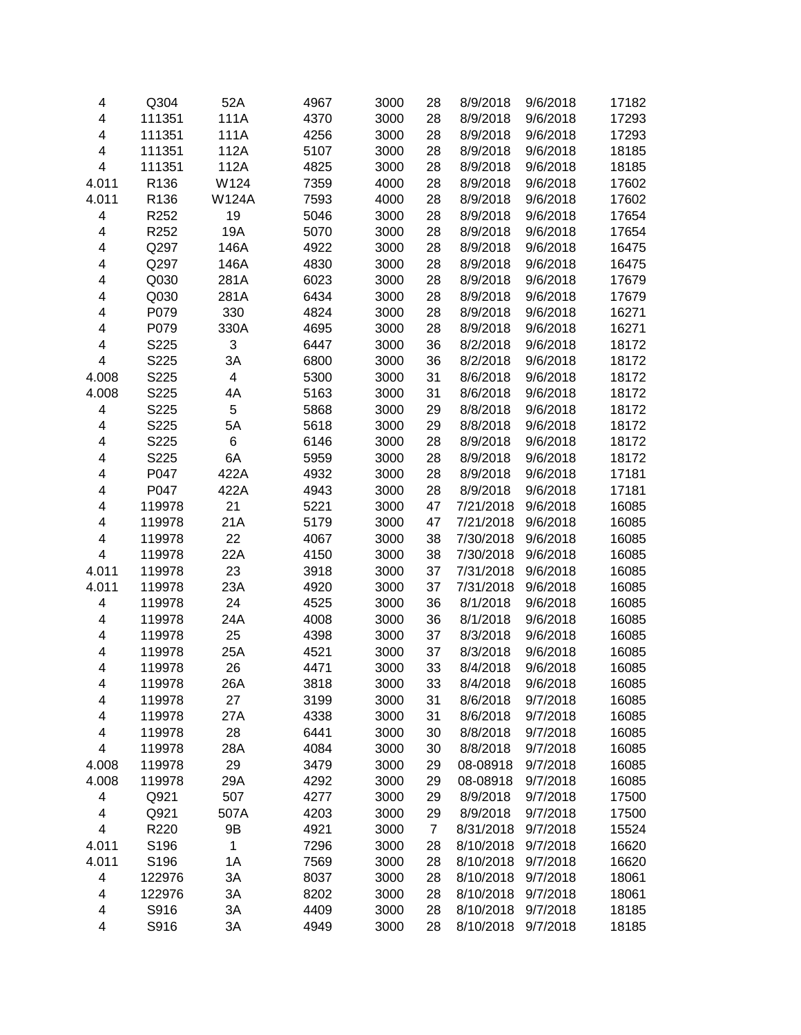| | | | | | | | | |
|---|---|---|---|---|---|---|---|---|
| 4 | Q304 | 52A | 4967 | 3000 | 28 | 8/9/2018 | 9/6/2018 | 17182 |
| 4 | 111351 | 111A | 4370 | 3000 | 28 | 8/9/2018 | 9/6/2018 | 17293 |
| 4 | 111351 | 111A | 4256 | 3000 | 28 | 8/9/2018 | 9/6/2018 | 17293 |
| 4 | 111351 | 112A | 5107 | 3000 | 28 | 8/9/2018 | 9/6/2018 | 18185 |
| 4 | 111351 | 112A | 4825 | 3000 | 28 | 8/9/2018 | 9/6/2018 | 18185 |
| 4.011 | R136 | W124 | 7359 | 4000 | 28 | 8/9/2018 | 9/6/2018 | 17602 |
| 4.011 | R136 | W124A | 7593 | 4000 | 28 | 8/9/2018 | 9/6/2018 | 17602 |
| 4 | R252 | 19 | 5046 | 3000 | 28 | 8/9/2018 | 9/6/2018 | 17654 |
| 4 | R252 | 19A | 5070 | 3000 | 28 | 8/9/2018 | 9/6/2018 | 17654 |
| 4 | Q297 | 146A | 4922 | 3000 | 28 | 8/9/2018 | 9/6/2018 | 16475 |
| 4 | Q297 | 146A | 4830 | 3000 | 28 | 8/9/2018 | 9/6/2018 | 16475 |
| 4 | Q030 | 281A | 6023 | 3000 | 28 | 8/9/2018 | 9/6/2018 | 17679 |
| 4 | Q030 | 281A | 6434 | 3000 | 28 | 8/9/2018 | 9/6/2018 | 17679 |
| 4 | P079 | 330 | 4824 | 3000 | 28 | 8/9/2018 | 9/6/2018 | 16271 |
| 4 | P079 | 330A | 4695 | 3000 | 28 | 8/9/2018 | 9/6/2018 | 16271 |
| 4 | S225 | 3 | 6447 | 3000 | 36 | 8/2/2018 | 9/6/2018 | 18172 |
| 4 | S225 | 3A | 6800 | 3000 | 36 | 8/2/2018 | 9/6/2018 | 18172 |
| 4.008 | S225 | 4 | 5300 | 3000 | 31 | 8/6/2018 | 9/6/2018 | 18172 |
| 4.008 | S225 | 4A | 5163 | 3000 | 31 | 8/6/2018 | 9/6/2018 | 18172 |
| 4 | S225 | 5 | 5868 | 3000 | 29 | 8/8/2018 | 9/6/2018 | 18172 |
| 4 | S225 | 5A | 5618 | 3000 | 29 | 8/8/2018 | 9/6/2018 | 18172 |
| 4 | S225 | 6 | 6146 | 3000 | 28 | 8/9/2018 | 9/6/2018 | 18172 |
| 4 | S225 | 6A | 5959 | 3000 | 28 | 8/9/2018 | 9/6/2018 | 18172 |
| 4 | P047 | 422A | 4932 | 3000 | 28 | 8/9/2018 | 9/6/2018 | 17181 |
| 4 | P047 | 422A | 4943 | 3000 | 28 | 8/9/2018 | 9/6/2018 | 17181 |
| 4 | 119978 | 21 | 5221 | 3000 | 47 | 7/21/2018 | 9/6/2018 | 16085 |
| 4 | 119978 | 21A | 5179 | 3000 | 47 | 7/21/2018 | 9/6/2018 | 16085 |
| 4 | 119978 | 22 | 4067 | 3000 | 38 | 7/30/2018 | 9/6/2018 | 16085 |
| 4 | 119978 | 22A | 4150 | 3000 | 38 | 7/30/2018 | 9/6/2018 | 16085 |
| 4.011 | 119978 | 23 | 3918 | 3000 | 37 | 7/31/2018 | 9/6/2018 | 16085 |
| 4.011 | 119978 | 23A | 4920 | 3000 | 37 | 7/31/2018 | 9/6/2018 | 16085 |
| 4 | 119978 | 24 | 4525 | 3000 | 36 | 8/1/2018 | 9/6/2018 | 16085 |
| 4 | 119978 | 24A | 4008 | 3000 | 36 | 8/1/2018 | 9/6/2018 | 16085 |
| 4 | 119978 | 25 | 4398 | 3000 | 37 | 8/3/2018 | 9/6/2018 | 16085 |
| 4 | 119978 | 25A | 4521 | 3000 | 37 | 8/3/2018 | 9/6/2018 | 16085 |
| 4 | 119978 | 26 | 4471 | 3000 | 33 | 8/4/2018 | 9/6/2018 | 16085 |
| 4 | 119978 | 26A | 3818 | 3000 | 33 | 8/4/2018 | 9/6/2018 | 16085 |
| 4 | 119978 | 27 | 3199 | 3000 | 31 | 8/6/2018 | 9/7/2018 | 16085 |
| 4 | 119978 | 27A | 4338 | 3000 | 31 | 8/6/2018 | 9/7/2018 | 16085 |
| 4 | 119978 | 28 | 6441 | 3000 | 30 | 8/8/2018 | 9/7/2018 | 16085 |
| 4 | 119978 | 28A | 4084 | 3000 | 30 | 8/8/2018 | 9/7/2018 | 16085 |
| 4.008 | 119978 | 29 | 3479 | 3000 | 29 | 08-08918 | 9/7/2018 | 16085 |
| 4.008 | 119978 | 29A | 4292 | 3000 | 29 | 08-08918 | 9/7/2018 | 16085 |
| 4 | Q921 | 507 | 4277 | 3000 | 29 | 8/9/2018 | 9/7/2018 | 17500 |
| 4 | Q921 | 507A | 4203 | 3000 | 29 | 8/9/2018 | 9/7/2018 | 17500 |
| 4 | R220 | 9B | 4921 | 3000 | 7 | 8/31/2018 | 9/7/2018 | 15524 |
| 4.011 | S196 | 1 | 7296 | 3000 | 28 | 8/10/2018 | 9/7/2018 | 16620 |
| 4.011 | S196 | 1A | 7569 | 3000 | 28 | 8/10/2018 | 9/7/2018 | 16620 |
| 4 | 122976 | 3A | 8037 | 3000 | 28 | 8/10/2018 | 9/7/2018 | 18061 |
| 4 | 122976 | 3A | 8202 | 3000 | 28 | 8/10/2018 | 9/7/2018 | 18061 |
| 4 | S916 | 3A | 4409 | 3000 | 28 | 8/10/2018 | 9/7/2018 | 18185 |
| 4 | S916 | 3A | 4949 | 3000 | 28 | 8/10/2018 | 9/7/2018 | 18185 |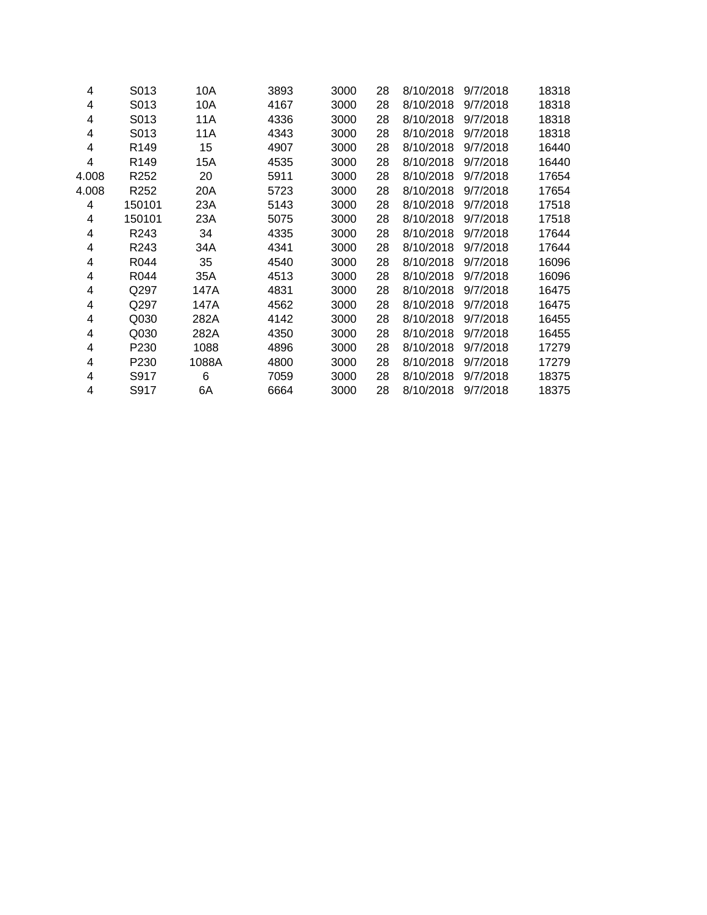| | | | | | | | | |
|---|---|---|---|---|---|---|---|---|
| 4 | S013 | 10A | 3893 | 3000 | 28 | 8/10/2018 | 9/7/2018 | 18318 |
| 4 | S013 | 10A | 4167 | 3000 | 28 | 8/10/2018 | 9/7/2018 | 18318 |
| 4 | S013 | 11A | 4336 | 3000 | 28 | 8/10/2018 | 9/7/2018 | 18318 |
| 4 | S013 | 11A | 4343 | 3000 | 28 | 8/10/2018 | 9/7/2018 | 18318 |
| 4 | R149 | 15 | 4907 | 3000 | 28 | 8/10/2018 | 9/7/2018 | 16440 |
| 4 | R149 | 15A | 4535 | 3000 | 28 | 8/10/2018 | 9/7/2018 | 16440 |
| 4.008 | R252 | 20 | 5911 | 3000 | 28 | 8/10/2018 | 9/7/2018 | 17654 |
| 4.008 | R252 | 20A | 5723 | 3000 | 28 | 8/10/2018 | 9/7/2018 | 17654 |
| 4 | 150101 | 23A | 5143 | 3000 | 28 | 8/10/2018 | 9/7/2018 | 17518 |
| 4 | 150101 | 23A | 5075 | 3000 | 28 | 8/10/2018 | 9/7/2018 | 17518 |
| 4 | R243 | 34 | 4335 | 3000 | 28 | 8/10/2018 | 9/7/2018 | 17644 |
| 4 | R243 | 34A | 4341 | 3000 | 28 | 8/10/2018 | 9/7/2018 | 17644 |
| 4 | R044 | 35 | 4540 | 3000 | 28 | 8/10/2018 | 9/7/2018 | 16096 |
| 4 | R044 | 35A | 4513 | 3000 | 28 | 8/10/2018 | 9/7/2018 | 16096 |
| 4 | Q297 | 147A | 4831 | 3000 | 28 | 8/10/2018 | 9/7/2018 | 16475 |
| 4 | Q297 | 147A | 4562 | 3000 | 28 | 8/10/2018 | 9/7/2018 | 16475 |
| 4 | Q030 | 282A | 4142 | 3000 | 28 | 8/10/2018 | 9/7/2018 | 16455 |
| 4 | Q030 | 282A | 4350 | 3000 | 28 | 8/10/2018 | 9/7/2018 | 16455 |
| 4 | P230 | 1088 | 4896 | 3000 | 28 | 8/10/2018 | 9/7/2018 | 17279 |
| 4 | P230 | 1088A | 4800 | 3000 | 28 | 8/10/2018 | 9/7/2018 | 17279 |
| 4 | S917 | 6 | 7059 | 3000 | 28 | 8/10/2018 | 9/7/2018 | 18375 |
| 4 | S917 | 6A | 6664 | 3000 | 28 | 8/10/2018 | 9/7/2018 | 18375 |